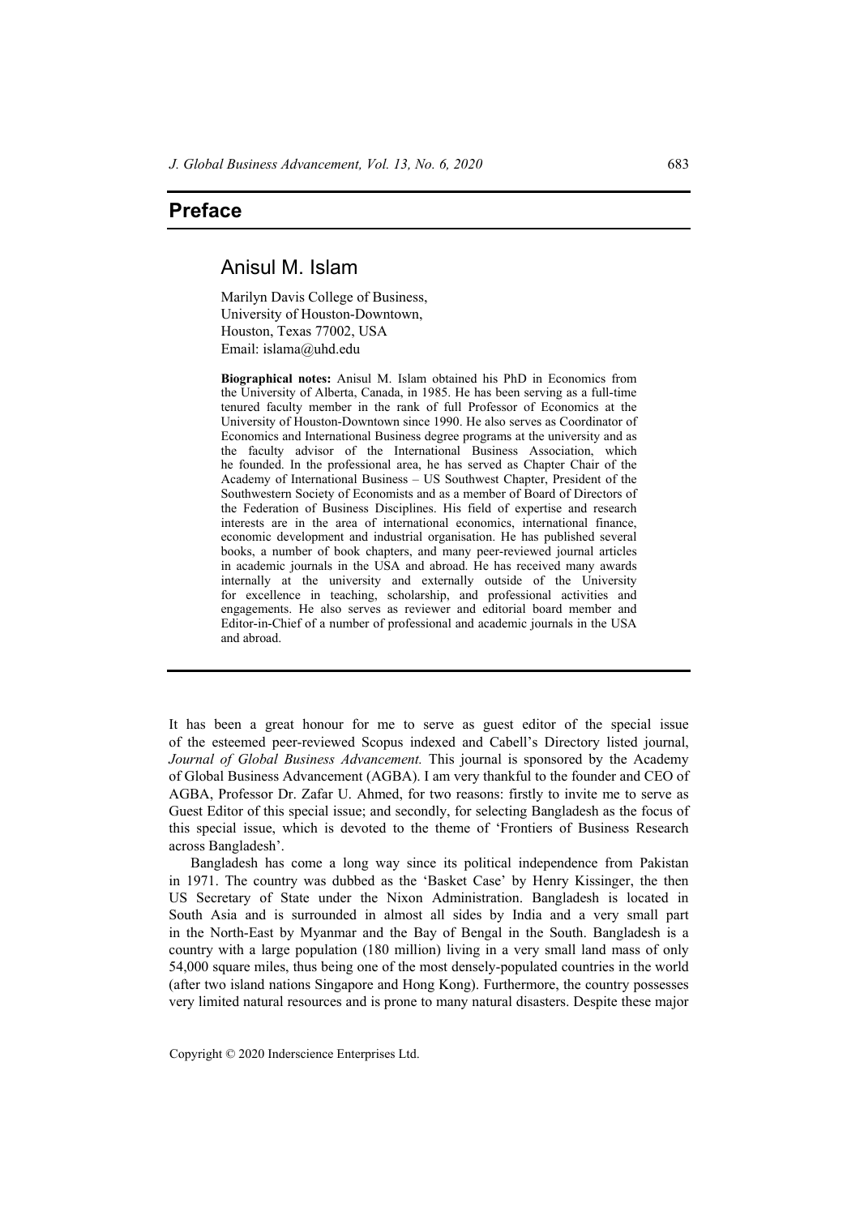# Preface

## Anisul M. Islam

Marilyn Davis College of Business,
University of Houston-Downtown,
Houston, Texas 77002, USA
Email: islama@uhd.edu

**Biographical notes:** Anisul M. Islam obtained his PhD in Economics from the University of Alberta, Canada, in 1985. He has been serving as a full-time tenured faculty member in the rank of full Professor of Economics at the University of Houston-Downtown since 1990. He also serves as Coordinator of Economics and International Business degree programs at the university and as the faculty advisor of the International Business Association, which he founded. In the professional area, he has served as Chapter Chair of the Academy of International Business – US Southwest Chapter, President of the Southwestern Society of Economists and as a member of Board of Directors of the Federation of Business Disciplines. His field of expertise and research interests are in the area of international economics, international finance, economic development and industrial organisation. He has published several books, a number of book chapters, and many peer-reviewed journal articles in academic journals in the USA and abroad. He has received many awards internally at the university and externally outside of the University for excellence in teaching, scholarship, and professional activities and engagements. He also serves as reviewer and editorial board member and Editor-in-Chief of a number of professional and academic journals in the USA and abroad.

---

It has been a great honour for me to serve as guest editor of the special issue of the esteemed peer-reviewed Scopus indexed and Cabell's Directory listed journal, *Journal of Global Business Advancement.* This journal is sponsored by the Academy of Global Business Advancement (AGBA). I am very thankful to the founder and CEO of AGBA, Professor Dr. Zafar U. Ahmed, for two reasons: firstly to invite me to serve as Guest Editor of this special issue; and secondly, for selecting Bangladesh as the focus of this special issue, which is devoted to the theme of 'Frontiers of Business Research across Bangladesh'.

Bangladesh has come a long way since its political independence from Pakistan in 1971. The country was dubbed as the 'Basket Case' by Henry Kissinger, the then US Secretary of State under the Nixon Administration. Bangladesh is located in South Asia and is surrounded in almost all sides by India and a very small part in the North-East by Myanmar and the Bay of Bengal in the South. Bangladesh is a country with a large population (180 million) living in a very small land mass of only 54,000 square miles, thus being one of the most densely-populated countries in the world (after two island nations Singapore and Hong Kong). Furthermore, the country possesses very limited natural resources and is prone to many natural disasters. Despite these major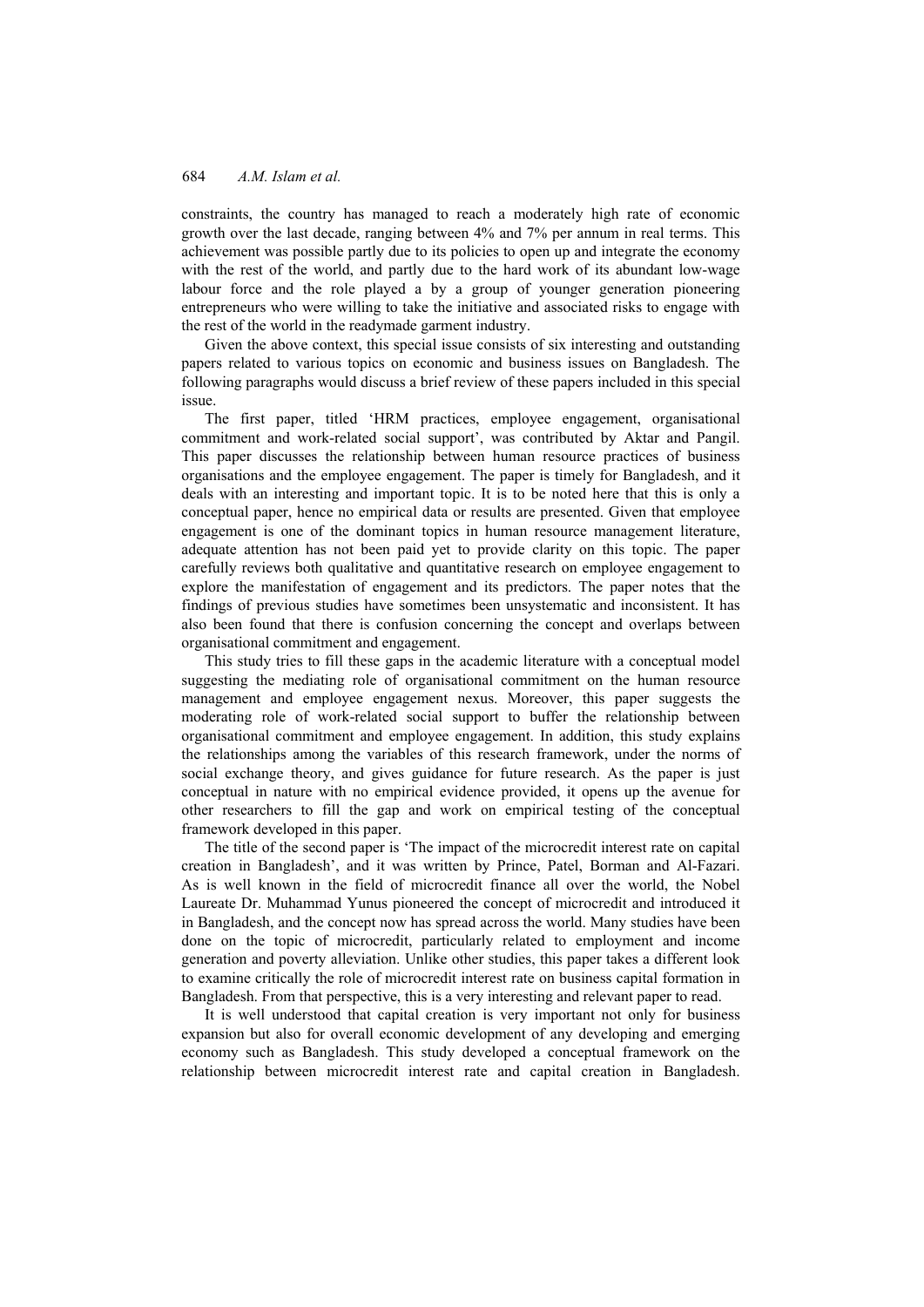constraints, the country has managed to reach a moderately high rate of economic growth over the last decade, ranging between 4% and 7% per annum in real terms. This achievement was possible partly due to its policies to open up and integrate the economy with the rest of the world, and partly due to the hard work of its abundant low-wage labour force and the role played a by a group of younger generation pioneering entrepreneurs who were willing to take the initiative and associated risks to engage with the rest of the world in the readymade garment industry.

Given the above context, this special issue consists of six interesting and outstanding papers related to various topics on economic and business issues on Bangladesh. The following paragraphs would discuss a brief review of these papers included in this special issue.

The first paper, titled 'HRM practices, employee engagement, organisational commitment and work-related social support', was contributed by Aktar and Pangil. This paper discusses the relationship between human resource practices of business organisations and the employee engagement. The paper is timely for Bangladesh, and it deals with an interesting and important topic. It is to be noted here that this is only a conceptual paper, hence no empirical data or results are presented. Given that employee engagement is one of the dominant topics in human resource management literature, adequate attention has not been paid yet to provide clarity on this topic. The paper carefully reviews both qualitative and quantitative research on employee engagement to explore the manifestation of engagement and its predictors. The paper notes that the findings of previous studies have sometimes been unsystematic and inconsistent. It has also been found that there is confusion concerning the concept and overlaps between organisational commitment and engagement.

This study tries to fill these gaps in the academic literature with a conceptual model suggesting the mediating role of organisational commitment on the human resource management and employee engagement nexus. Moreover, this paper suggests the moderating role of work-related social support to buffer the relationship between organisational commitment and employee engagement. In addition, this study explains the relationships among the variables of this research framework, under the norms of social exchange theory, and gives guidance for future research. As the paper is just conceptual in nature with no empirical evidence provided, it opens up the avenue for other researchers to fill the gap and work on empirical testing of the conceptual framework developed in this paper.

The title of the second paper is 'The impact of the microcredit interest rate on capital creation in Bangladesh', and it was written by Prince, Patel, Borman and Al-Fazari. As is well known in the field of microcredit finance all over the world, the Nobel Laureate Dr. Muhammad Yunus pioneered the concept of microcredit and introduced it in Bangladesh, and the concept now has spread across the world. Many studies have been done on the topic of microcredit, particularly related to employment and income generation and poverty alleviation. Unlike other studies, this paper takes a different look to examine critically the role of microcredit interest rate on business capital formation in Bangladesh. From that perspective, this is a very interesting and relevant paper to read.

It is well understood that capital creation is very important not only for business expansion but also for overall economic development of any developing and emerging economy such as Bangladesh. This study developed a conceptual framework on the relationship between microcredit interest rate and capital creation in Bangladesh.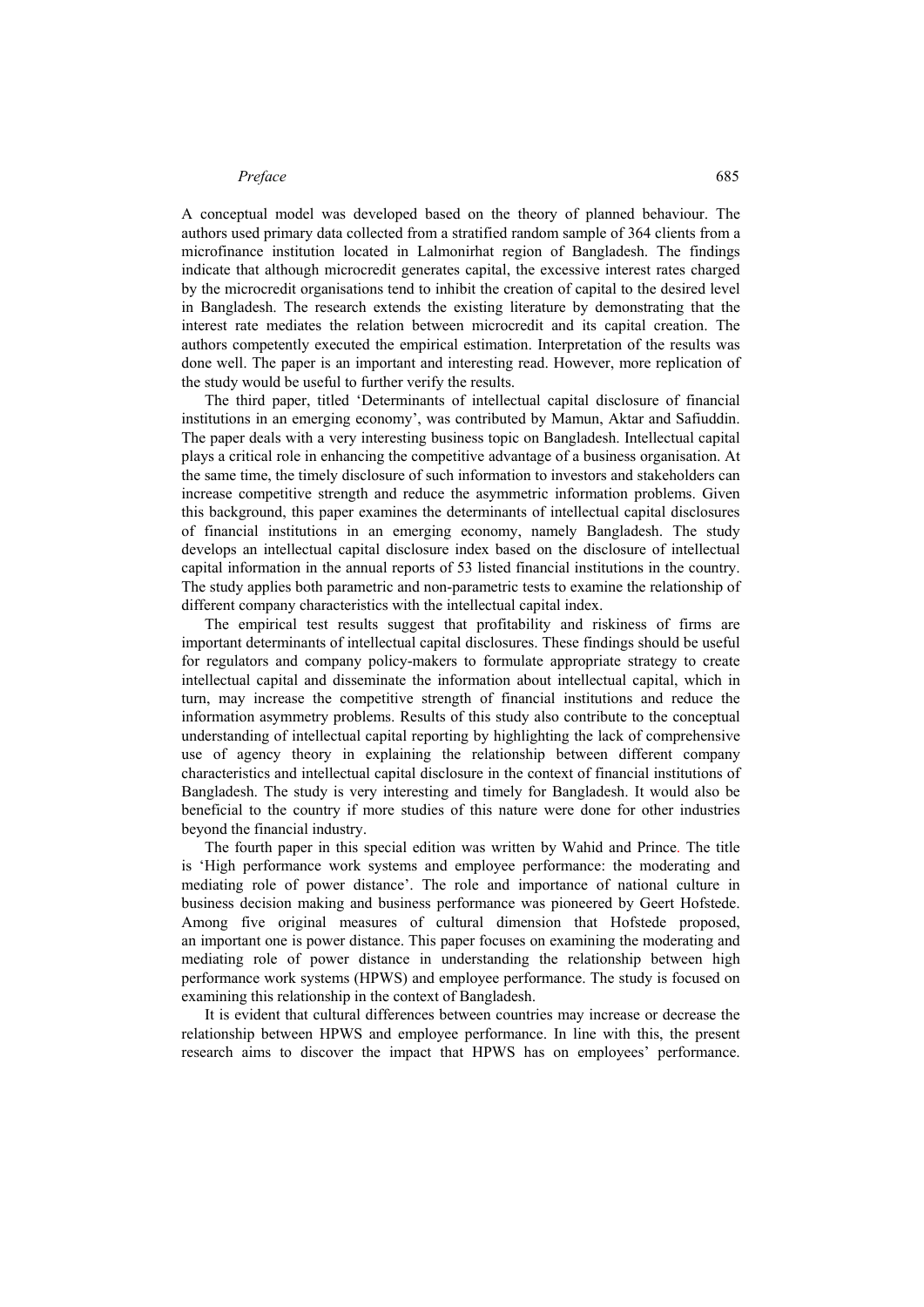A conceptual model was developed based on the theory of planned behaviour. The authors used primary data collected from a stratified random sample of 364 clients from a microfinance institution located in Lalmonirhat region of Bangladesh. The findings indicate that although microcredit generates capital, the excessive interest rates charged by the microcredit organisations tend to inhibit the creation of capital to the desired level in Bangladesh. The research extends the existing literature by demonstrating that the interest rate mediates the relation between microcredit and its capital creation. The authors competently executed the empirical estimation. Interpretation of the results was done well. The paper is an important and interesting read. However, more replication of the study would be useful to further verify the results.

The third paper, titled 'Determinants of intellectual capital disclosure of financial institutions in an emerging economy', was contributed by Mamun, Aktar and Safiuddin. The paper deals with a very interesting business topic on Bangladesh. Intellectual capital plays a critical role in enhancing the competitive advantage of a business organisation. At the same time, the timely disclosure of such information to investors and stakeholders can increase competitive strength and reduce the asymmetric information problems. Given this background, this paper examines the determinants of intellectual capital disclosures of financial institutions in an emerging economy, namely Bangladesh. The study develops an intellectual capital disclosure index based on the disclosure of intellectual capital information in the annual reports of 53 listed financial institutions in the country. The study applies both parametric and non-parametric tests to examine the relationship of different company characteristics with the intellectual capital index.

The empirical test results suggest that profitability and riskiness of firms are important determinants of intellectual capital disclosures. These findings should be useful for regulators and company policy-makers to formulate appropriate strategy to create intellectual capital and disseminate the information about intellectual capital, which in turn, may increase the competitive strength of financial institutions and reduce the information asymmetry problems. Results of this study also contribute to the conceptual understanding of intellectual capital reporting by highlighting the lack of comprehensive use of agency theory in explaining the relationship between different company characteristics and intellectual capital disclosure in the context of financial institutions of Bangladesh. The study is very interesting and timely for Bangladesh. It would also be beneficial to the country if more studies of this nature were done for other industries beyond the financial industry.

The fourth paper in this special edition was written by Wahid and Prince. The title is 'High performance work systems and employee performance: the moderating and mediating role of power distance'. The role and importance of national culture in business decision making and business performance was pioneered by Geert Hofstede. Among five original measures of cultural dimension that Hofstede proposed, an important one is power distance. This paper focuses on examining the moderating and mediating role of power distance in understanding the relationship between high performance work systems (HPWS) and employee performance. The study is focused on examining this relationship in the context of Bangladesh.

It is evident that cultural differences between countries may increase or decrease the relationship between HPWS and employee performance. In line with this, the present research aims to discover the impact that HPWS has on employees' performance.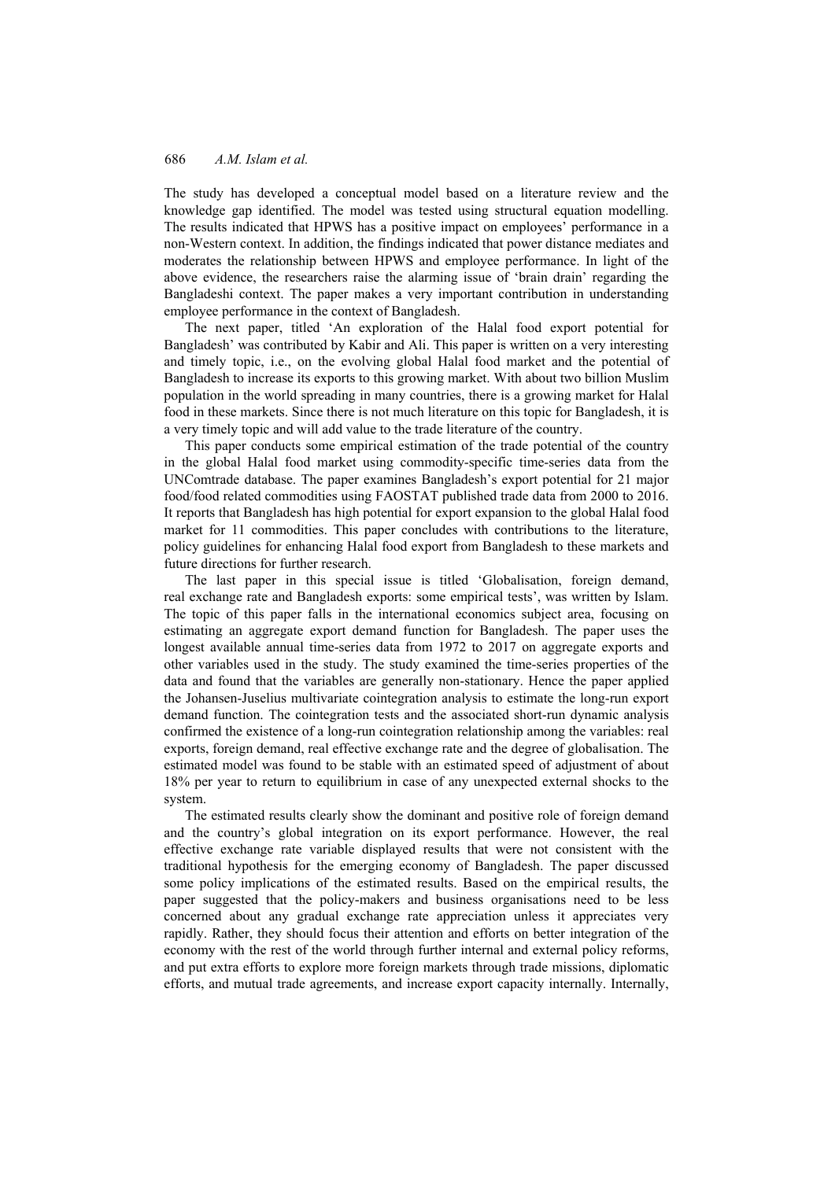The study has developed a conceptual model based on a literature review and the knowledge gap identified. The model was tested using structural equation modelling. The results indicated that HPWS has a positive impact on employees' performance in a non-Western context. In addition, the findings indicated that power distance mediates and moderates the relationship between HPWS and employee performance. In light of the above evidence, the researchers raise the alarming issue of 'brain drain' regarding the Bangladeshi context. The paper makes a very important contribution in understanding employee performance in the context of Bangladesh.

The next paper, titled 'An exploration of the Halal food export potential for Bangladesh' was contributed by Kabir and Ali. This paper is written on a very interesting and timely topic, i.e., on the evolving global Halal food market and the potential of Bangladesh to increase its exports to this growing market. With about two billion Muslim population in the world spreading in many countries, there is a growing market for Halal food in these markets. Since there is not much literature on this topic for Bangladesh, it is a very timely topic and will add value to the trade literature of the country.

This paper conducts some empirical estimation of the trade potential of the country in the global Halal food market using commodity-specific time-series data from the UNComtrade database. The paper examines Bangladesh's export potential for 21 major food/food related commodities using FAOSTAT published trade data from 2000 to 2016. It reports that Bangladesh has high potential for export expansion to the global Halal food market for 11 commodities. This paper concludes with contributions to the literature, policy guidelines for enhancing Halal food export from Bangladesh to these markets and future directions for further research.

The last paper in this special issue is titled 'Globalisation, foreign demand, real exchange rate and Bangladesh exports: some empirical tests', was written by Islam. The topic of this paper falls in the international economics subject area, focusing on estimating an aggregate export demand function for Bangladesh. The paper uses the longest available annual time-series data from 1972 to 2017 on aggregate exports and other variables used in the study. The study examined the time-series properties of the data and found that the variables are generally non-stationary. Hence the paper applied the Johansen-Juselius multivariate cointegration analysis to estimate the long-run export demand function. The cointegration tests and the associated short-run dynamic analysis confirmed the existence of a long-run cointegration relationship among the variables: real exports, foreign demand, real effective exchange rate and the degree of globalisation. The estimated model was found to be stable with an estimated speed of adjustment of about 18% per year to return to equilibrium in case of any unexpected external shocks to the system.

The estimated results clearly show the dominant and positive role of foreign demand and the country's global integration on its export performance. However, the real effective exchange rate variable displayed results that were not consistent with the traditional hypothesis for the emerging economy of Bangladesh. The paper discussed some policy implications of the estimated results. Based on the empirical results, the paper suggested that the policy-makers and business organisations need to be less concerned about any gradual exchange rate appreciation unless it appreciates very rapidly. Rather, they should focus their attention and efforts on better integration of the economy with the rest of the world through further internal and external policy reforms, and put extra efforts to explore more foreign markets through trade missions, diplomatic efforts, and mutual trade agreements, and increase export capacity internally. Internally,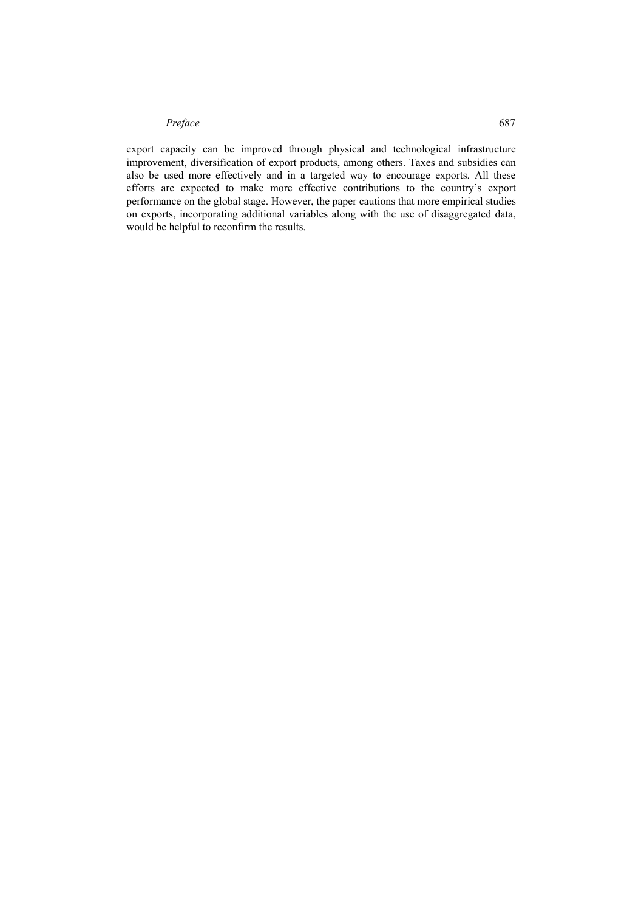export capacity can be improved through physical and technological infrastructure improvement, diversification of export products, among others. Taxes and subsidies can also be used more effectively and in a targeted way to encourage exports. All these efforts are expected to make more effective contributions to the country's export performance on the global stage. However, the paper cautions that more empirical studies on exports, incorporating additional variables along with the use of disaggregated data, would be helpful to reconfirm the results.